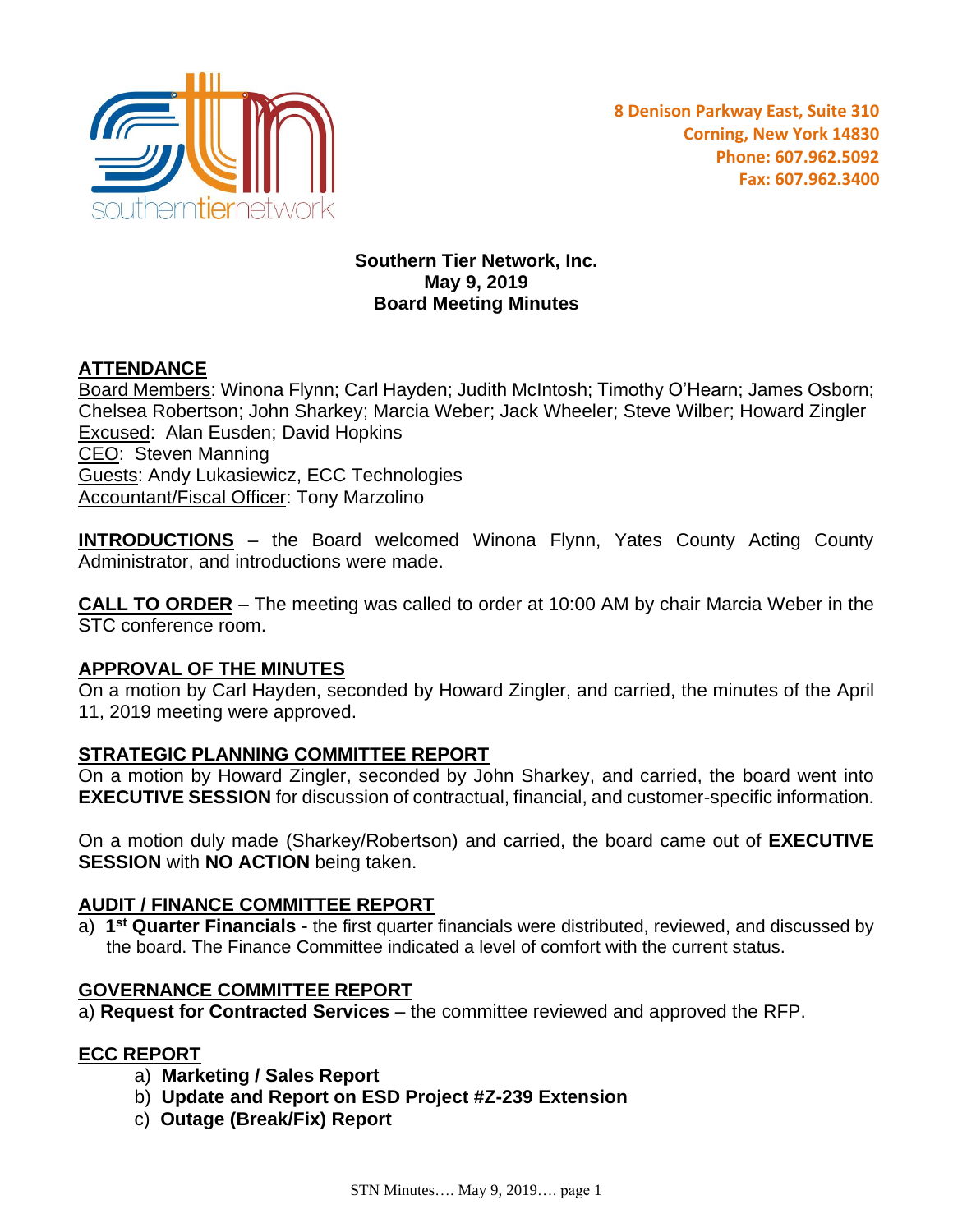southerntiernetwork

8 Denison Parkway East, Suite 310
Corning, New York 14830
Phone: 607.962.5092
Fax: 607.962.3400

**Southern Tier Network, Inc.**
**May 9, 2019**
**Board Meeting Minutes**

## ATTENDANCE

Board Members: Winona Flynn; Carl Hayden; Judith McIntosh; Timothy O'Hearn; James Osborn; Chelsea Robertson; John Sharkey; Marcia Weber; Jack Wheeler; Steve Wilber; Howard Zingler
Excused: Alan Eusden; David Hopkins
CEO: Steven Manning
Guests: Andy Lukasiewicz, ECC Technologies
Accountant/Fiscal Officer: Tony Marzolino

**INTRODUCTIONS** – the Board welcomed Winona Flynn, Yates County Acting County Administrator, and introductions were made.

**CALL TO ORDER** – The meeting was called to order at 10:00 AM by chair Marcia Weber in the STC conference room.

## APPROVAL OF THE MINUTES

On a motion by Carl Hayden, seconded by Howard Zingler, and carried, the minutes of the April 11, 2019 meeting were approved.

## STRATEGIC PLANNING COMMITTEE REPORT

On a motion by Howard Zingler, seconded by John Sharkey, and carried, the board went into **EXECUTIVE SESSION** for discussion of contractual, financial, and customer-specific information.

On a motion duly made (Sharkey/Robertson) and carried, the board came out of **EXECUTIVE SESSION** with **NO ACTION** being taken.

## AUDIT / FINANCE COMMITTEE REPORT

a) **1st Quarter Financials** - the first quarter financials were distributed, reviewed, and discussed by the board. The Finance Committee indicated a level of comfort with the current status.

## GOVERNANCE COMMITTEE REPORT

a) **Request for Contracted Services** – the committee reviewed and approved the RFP.

## ECC REPORT

a) **Marketing / Sales Report**
b) **Update and Report on ESD Project #Z-239 Extension**
c) **Outage (Break/Fix) Report**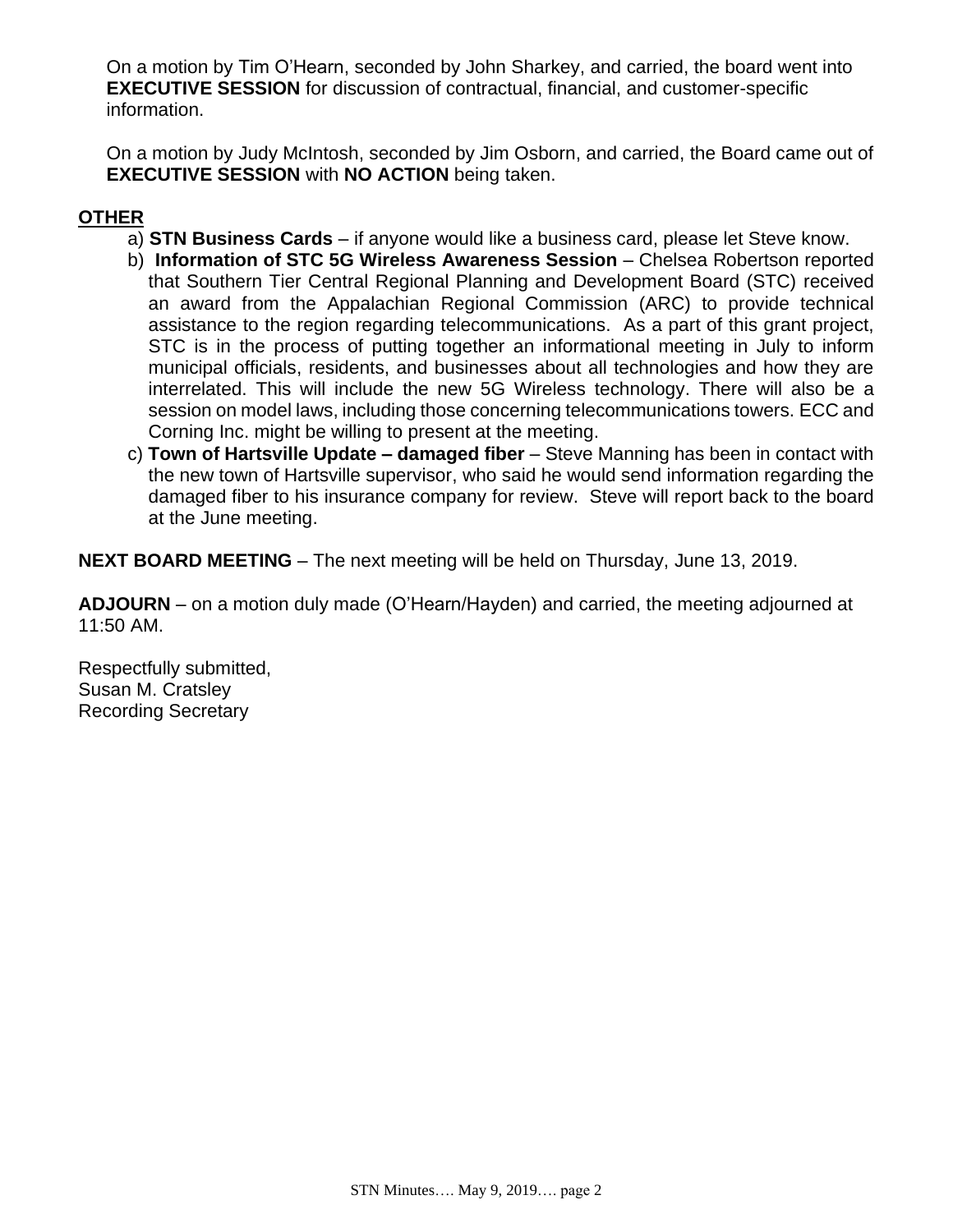On a motion by Tim O'Hearn, seconded by John Sharkey, and carried, the board went into **EXECUTIVE SESSION** for discussion of contractual, financial, and customer-specific information.

On a motion by Judy McIntosh, seconded by Jim Osborn, and carried, the Board came out of **EXECUTIVE SESSION** with **NO ACTION** being taken.

**OTHER**

a) **STN Business Cards** – if anyone would like a business card, please let Steve know.

b) **Information of STC 5G Wireless Awareness Session** – Chelsea Robertson reported that Southern Tier Central Regional Planning and Development Board (STC) received an award from the Appalachian Regional Commission (ARC) to provide technical assistance to the region regarding telecommunications. As a part of this grant project, STC is in the process of putting together an informational meeting in July to inform municipal officials, residents, and businesses about all technologies and how they are interrelated. This will include the new 5G Wireless technology. There will also be a session on model laws, including those concerning telecommunications towers. ECC and Corning Inc. might be willing to present at the meeting.

c) **Town of Hartsville Update – damaged fiber** – Steve Manning has been in contact with the new town of Hartsville supervisor, who said he would send information regarding the damaged fiber to his insurance company for review. Steve will report back to the board at the June meeting.

**NEXT BOARD MEETING** – The next meeting will be held on Thursday, June 13, 2019.

**ADJOURN** – on a motion duly made (O'Hearn/Hayden) and carried, the meeting adjourned at 11:50 AM.

Respectfully submitted,
Susan M. Cratsley
Recording Secretary